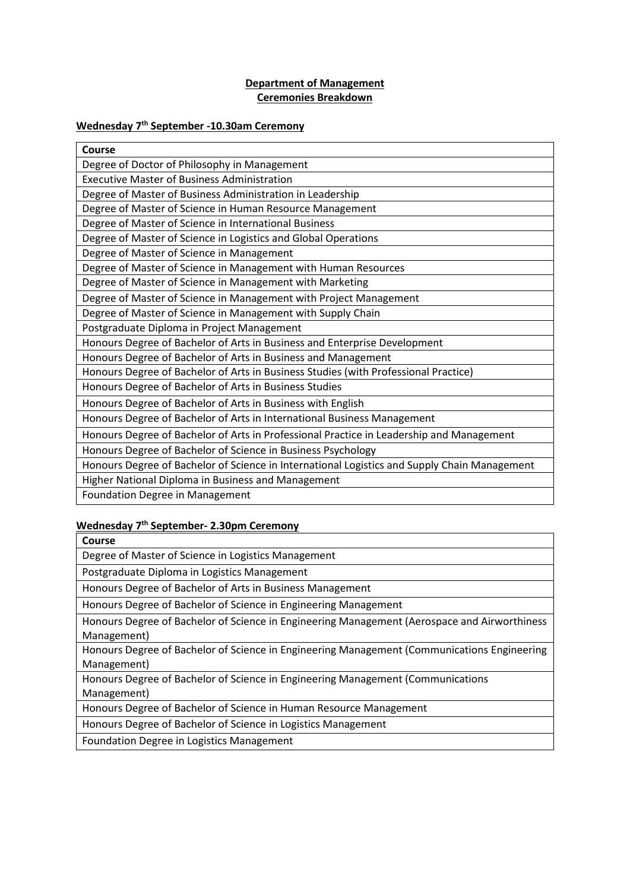**Department of Management**
**Ceremonies Breakdown**

**Wednesday 7th September -10.30am Ceremony**

| Course |
|---|
| Degree of Doctor of Philosophy in Management |
| Executive Master of Business Administration |
| Degree of Master of Business Administration in Leadership |
| Degree of Master of Science in Human Resource Management |
| Degree of Master of Science in International Business |
| Degree of Master of Science in Logistics and Global Operations |
| Degree of Master of Science in Management |
| Degree of Master of Science in Management with Human Resources |
| Degree of Master of Science in Management with Marketing |
| Degree of Master of Science in Management with Project Management |
| Degree of Master of Science in Management with Supply Chain |
| Postgraduate Diploma in Project Management |
| Honours Degree of Bachelor of Arts in Business and Enterprise Development |
| Honours Degree of Bachelor of Arts in Business and Management |
| Honours Degree of Bachelor of Arts in Business Studies (with Professional Practice) |
| Honours Degree of Bachelor of Arts in Business Studies |
| Honours Degree of Bachelor of Arts in Business with English |
| Honours Degree of Bachelor of Arts in International Business Management |
| Honours Degree of Bachelor of Arts in Professional Practice in Leadership and Management |
| Honours Degree of Bachelor of Science in Business Psychology |
| Honours Degree of Bachelor of Science in International Logistics and Supply Chain Management |
| Higher National Diploma in Business and Management |
| Foundation Degree in Management |

**Wednesday 7th September- 2.30pm Ceremony**

| Course |
|---|
| Degree of Master of Science in Logistics Management |
| Postgraduate Diploma in Logistics Management |
| Honours Degree of Bachelor of Arts in Business Management |
| Honours Degree of Bachelor of Science in Engineering Management |
| Honours Degree of Bachelor of Science in Engineering Management (Aerospace and Airworthiness Management) |
| Honours Degree of Bachelor of Science in Engineering Management (Communications Engineering Management) |
| Honours Degree of Bachelor of Science in Engineering Management (Communications Management) |
| Honours Degree of Bachelor of Science in Human Resource Management |
| Honours Degree of Bachelor of Science in Logistics Management |
| Foundation Degree in Logistics Management |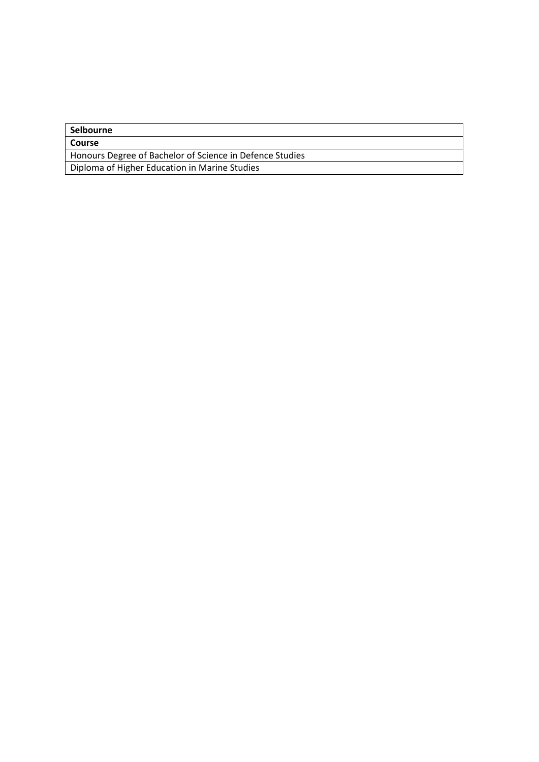| Selbourne |
|---|
| **Course** |
| Honours Degree of Bachelor of Science in Defence Studies |
| Diploma of Higher Education in Marine Studies |